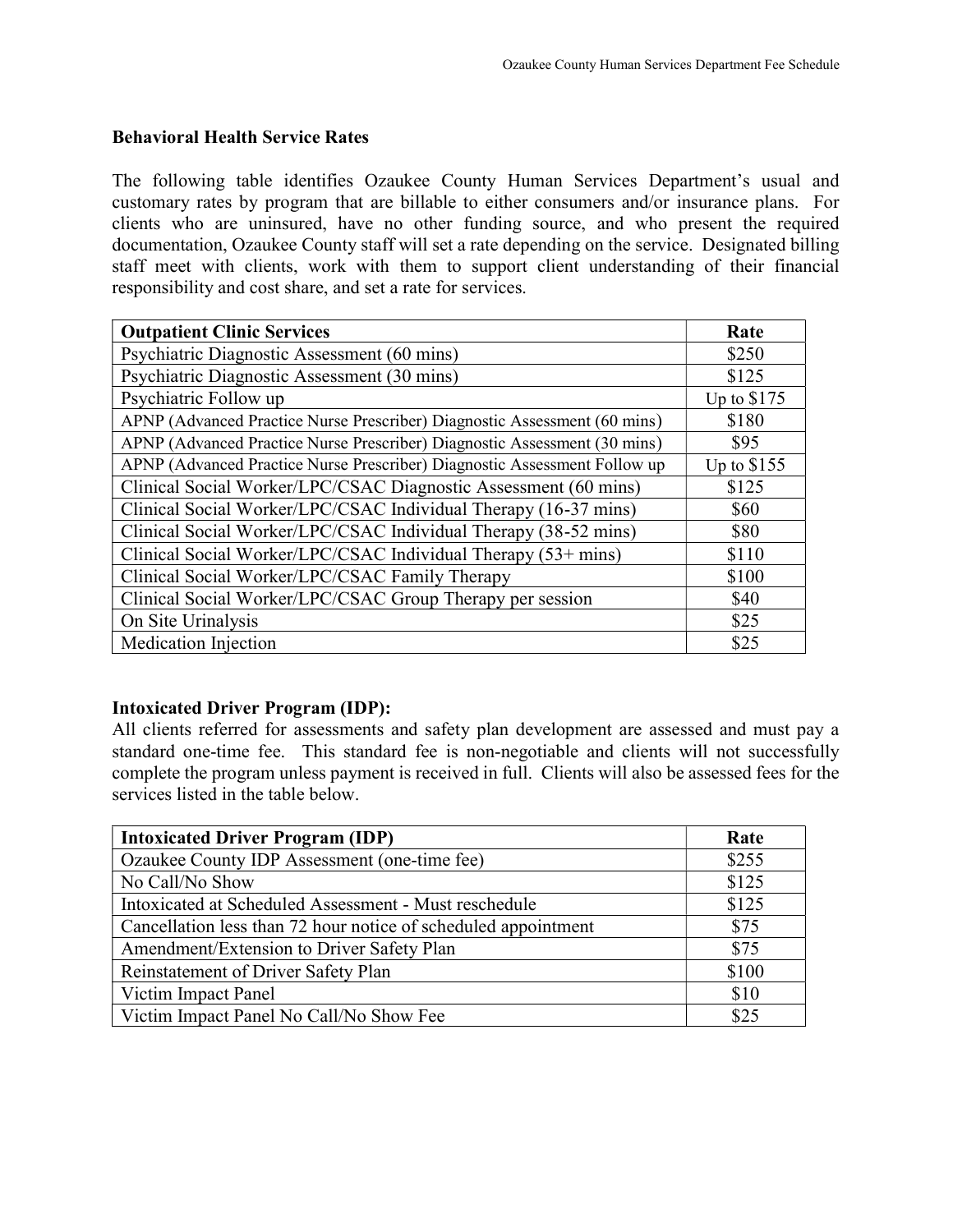## Behavioral Health Service Rates

The following table identifies Ozaukee County Human Services Department's usual and customary rates by program that are billable to either consumers and/or insurance plans. For clients who are uninsured, have no other funding source, and who present the required documentation, Ozaukee County staff will set a rate depending on the service. Designated billing staff meet with clients, work with them to support client understanding of their financial responsibility and cost share, and set a rate for services.

| Outpatient Clinic Services | Rate |
|---|---|
| Psychiatric Diagnostic Assessment (60 mins) | $250 |
| Psychiatric Diagnostic Assessment (30 mins) | $125 |
| Psychiatric Follow up | Up to $175 |
| APNP (Advanced Practice Nurse Prescriber) Diagnostic Assessment (60 mins) | $180 |
| APNP (Advanced Practice Nurse Prescriber) Diagnostic Assessment (30 mins) | $95 |
| APNP (Advanced Practice Nurse Prescriber) Diagnostic Assessment Follow up | Up to $155 |
| Clinical Social Worker/LPC/CSAC Diagnostic Assessment (60 mins) | $125 |
| Clinical Social Worker/LPC/CSAC Individual Therapy (16-37 mins) | $60 |
| Clinical Social Worker/LPC/CSAC Individual Therapy (38-52 mins) | $80 |
| Clinical Social Worker/LPC/CSAC Individual Therapy (53+ mins) | $110 |
| Clinical Social Worker/LPC/CSAC Family Therapy | $100 |
| Clinical Social Worker/LPC/CSAC Group Therapy per session | $40 |
| On Site Urinalysis | $25 |
| Medication Injection | $25 |

## Intoxicated Driver Program (IDP):

All clients referred for assessments and safety plan development are assessed and must pay a standard one-time fee. This standard fee is non-negotiable and clients will not successfully complete the program unless payment is received in full. Clients will also be assessed fees for the services listed in the table below.

| Intoxicated Driver Program (IDP) | Rate |
|---|---|
| Ozaukee County IDP Assessment (one-time fee) | $255 |
| No Call/No Show | $125 |
| Intoxicated at Scheduled Assessment - Must reschedule | $125 |
| Cancellation less than 72 hour notice of scheduled appointment | $75 |
| Amendment/Extension to Driver Safety Plan | $75 |
| Reinstatement of Driver Safety Plan | $100 |
| Victim Impact Panel | $10 |
| Victim Impact Panel No Call/No Show Fee | $25 |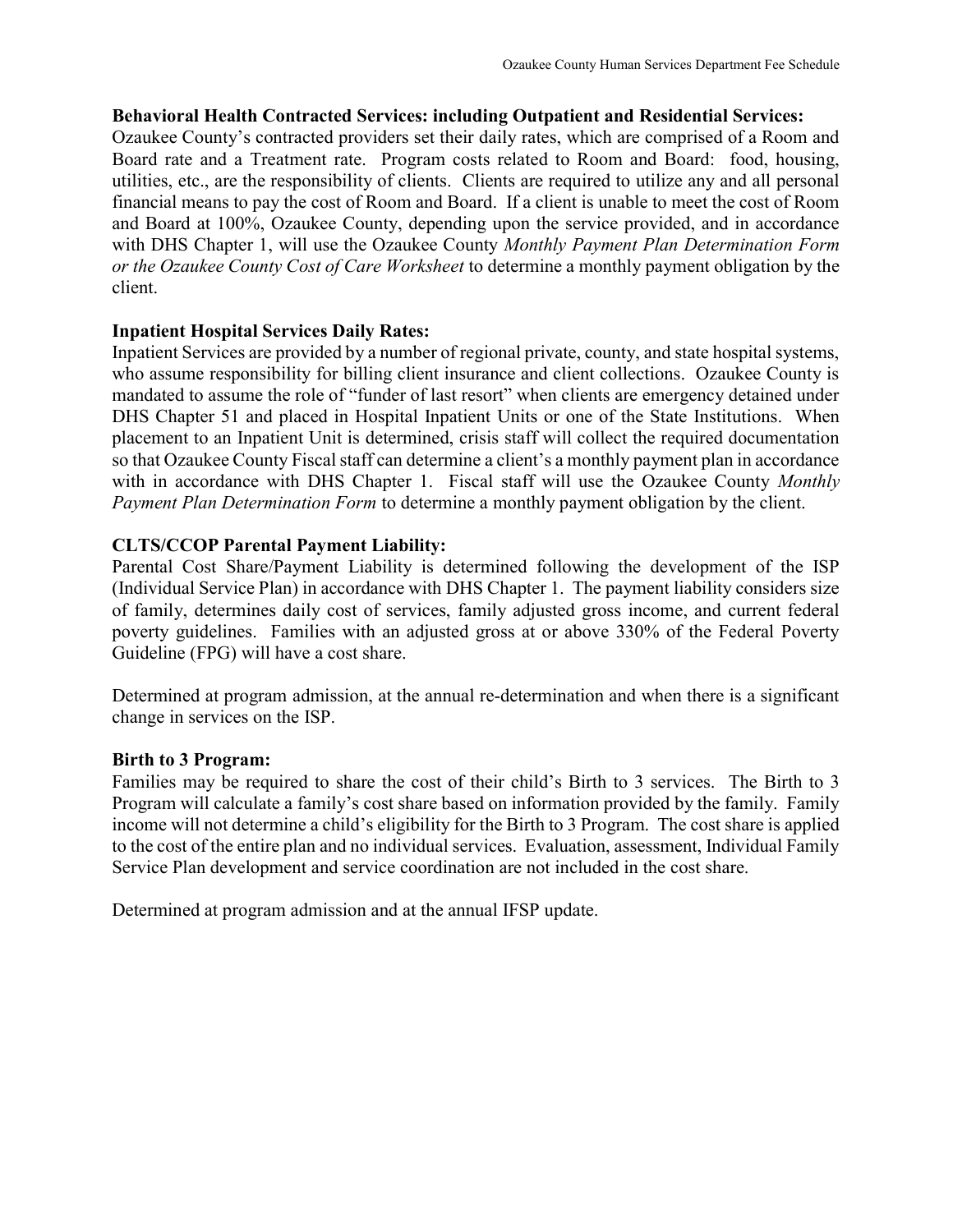**Behavioral Health Contracted Services: including Outpatient and Residential Services:**
Ozaukee County's contracted providers set their daily rates, which are comprised of a Room and Board rate and a Treatment rate. Program costs related to Room and Board: food, housing, utilities, etc., are the responsibility of clients. Clients are required to utilize any and all personal financial means to pay the cost of Room and Board. If a client is unable to meet the cost of Room and Board at 100%, Ozaukee County, depending upon the service provided, and in accordance with DHS Chapter 1, will use the Ozaukee County *Monthly Payment Plan Determination Form or the Ozaukee County Cost of Care Worksheet* to determine a monthly payment obligation by the client.

**Inpatient Hospital Services Daily Rates:**
Inpatient Services are provided by a number of regional private, county, and state hospital systems, who assume responsibility for billing client insurance and client collections. Ozaukee County is mandated to assume the role of "funder of last resort" when clients are emergency detained under DHS Chapter 51 and placed in Hospital Inpatient Units or one of the State Institutions. When placement to an Inpatient Unit is determined, crisis staff will collect the required documentation so that Ozaukee County Fiscal staff can determine a client's a monthly payment plan in accordance with in accordance with DHS Chapter 1. Fiscal staff will use the Ozaukee County *Monthly Payment Plan Determination Form* to determine a monthly payment obligation by the client.

**CLTS/CCOP Parental Payment Liability:**
Parental Cost Share/Payment Liability is determined following the development of the ISP (Individual Service Plan) in accordance with DHS Chapter 1. The payment liability considers size of family, determines daily cost of services, family adjusted gross income, and current federal poverty guidelines. Families with an adjusted gross at or above 330% of the Federal Poverty Guideline (FPG) will have a cost share.

Determined at program admission, at the annual re-determination and when there is a significant change in services on the ISP.

**Birth to 3 Program:**
Families may be required to share the cost of their child's Birth to 3 services. The Birth to 3 Program will calculate a family's cost share based on information provided by the family. Family income will not determine a child's eligibility for the Birth to 3 Program. The cost share is applied to the cost of the entire plan and no individual services. Evaluation, assessment, Individual Family Service Plan development and service coordination are not included in the cost share.

Determined at program admission and at the annual IFSP update.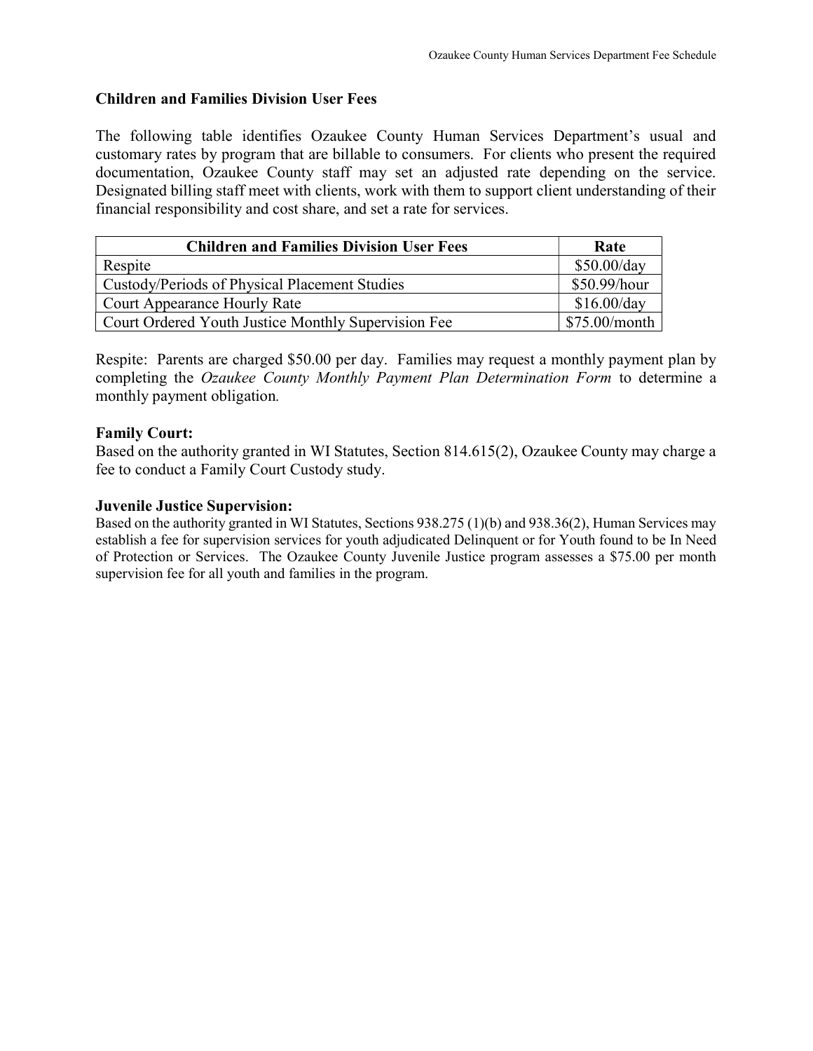## Children and Families Division User Fees

The following table identifies Ozaukee County Human Services Department's usual and customary rates by program that are billable to consumers. For clients who present the required documentation, Ozaukee County staff may set an adjusted rate depending on the service. Designated billing staff meet with clients, work with them to support client understanding of their financial responsibility and cost share, and set a rate for services.

| Children and Families Division User Fees | Rate |
|---|---|
| Respite | $50.00/day |
| Custody/Periods of Physical Placement Studies | $50.99/hour |
| Court Appearance Hourly Rate | $16.00/day |
| Court Ordered Youth Justice Monthly Supervision Fee | $75.00/month |

Respite: Parents are charged $50.00 per day. Families may request a monthly payment plan by completing the *Ozaukee County Monthly Payment Plan Determination Form* to determine a monthly payment obligation.

**Family Court:**
Based on the authority granted in WI Statutes, Section 814.615(2), Ozaukee County may charge a fee to conduct a Family Court Custody study.

**Juvenile Justice Supervision:**
Based on the authority granted in WI Statutes, Sections 938.275 (1)(b) and 938.36(2), Human Services may establish a fee for supervision services for youth adjudicated Delinquent or for Youth found to be In Need of Protection or Services. The Ozaukee County Juvenile Justice program assesses a $75.00 per month supervision fee for all youth and families in the program.